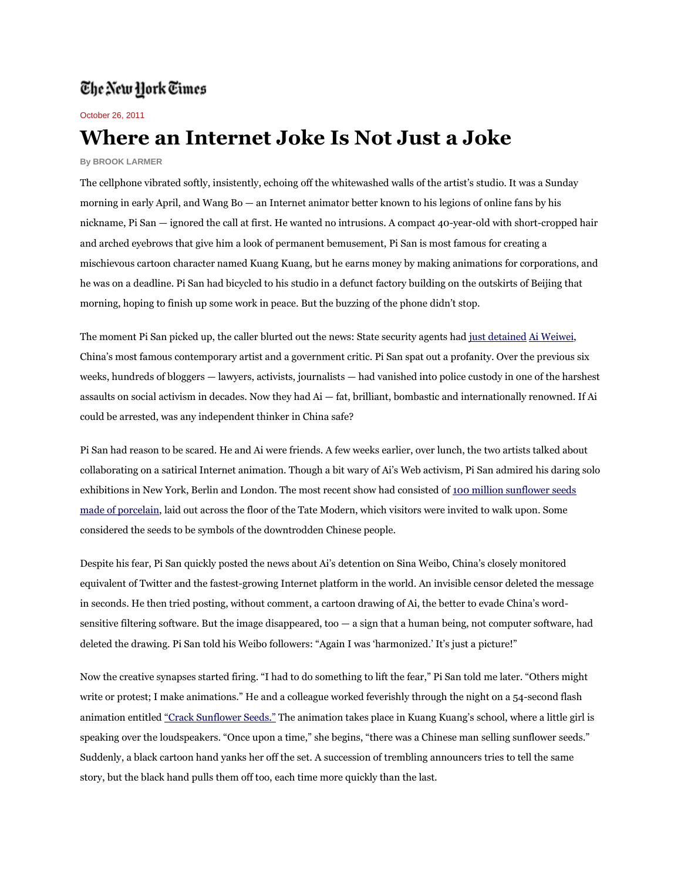The New York Times

October 26, 2011

# Where an Internet Joke Is Not Just a Joke

By BROOK LARMER

The cellphone vibrated softly, insistently, echoing off the whitewashed walls of the artist's studio. It was a Sunday morning in early April, and Wang Bo — an Internet animator better known to his legions of online fans by his nickname, Pi San — ignored the call at first. He wanted no intrusions. A compact 40-year-old with short-cropped hair and arched eyebrows that give him a look of permanent bemusement, Pi San is most famous for creating a mischievous cartoon character named Kuang Kuang, but he earns money by making animations for corporations, and he was on a deadline. Pi San had bicycled to his studio in a defunct factory building on the outskirts of Beijing that morning, hoping to finish up some work in peace. But the buzzing of the phone didn't stop.

The moment Pi San picked up, the caller blurted out the news: State security agents had just detained Ai Weiwei, China's most famous contemporary artist and a government critic. Pi San spat out a profanity. Over the previous six weeks, hundreds of bloggers — lawyers, activists, journalists — had vanished into police custody in one of the harshest assaults on social activism in decades. Now they had Ai — fat, brilliant, bombastic and internationally renowned. If Ai could be arrested, was any independent thinker in China safe?

Pi San had reason to be scared. He and Ai were friends. A few weeks earlier, over lunch, the two artists talked about collaborating on a satirical Internet animation. Though a bit wary of Ai's Web activism, Pi San admired his daring solo exhibitions in New York, Berlin and London. The most recent show had consisted of 100 million sunflower seeds made of porcelain, laid out across the floor of the Tate Modern, which visitors were invited to walk upon. Some considered the seeds to be symbols of the downtrodden Chinese people.

Despite his fear, Pi San quickly posted the news about Ai's detention on Sina Weibo, China's closely monitored equivalent of Twitter and the fastest-growing Internet platform in the world. An invisible censor deleted the message in seconds. He then tried posting, without comment, a cartoon drawing of Ai, the better to evade China's word-sensitive filtering software. But the image disappeared, too — a sign that a human being, not computer software, had deleted the drawing. Pi San told his Weibo followers: "Again I was 'harmonized.' It's just a picture!"

Now the creative synapses started firing. "I had to do something to lift the fear," Pi San told me later. "Others might write or protest; I make animations." He and a colleague worked feverishly through the night on a 54-second flash animation entitled "Crack Sunflower Seeds." The animation takes place in Kuang Kuang's school, where a little girl is speaking over the loudspeakers. "Once upon a time," she begins, "there was a Chinese man selling sunflower seeds." Suddenly, a black cartoon hand yanks her off the set. A succession of trembling announcers tries to tell the same story, but the black hand pulls them off too, each time more quickly than the last.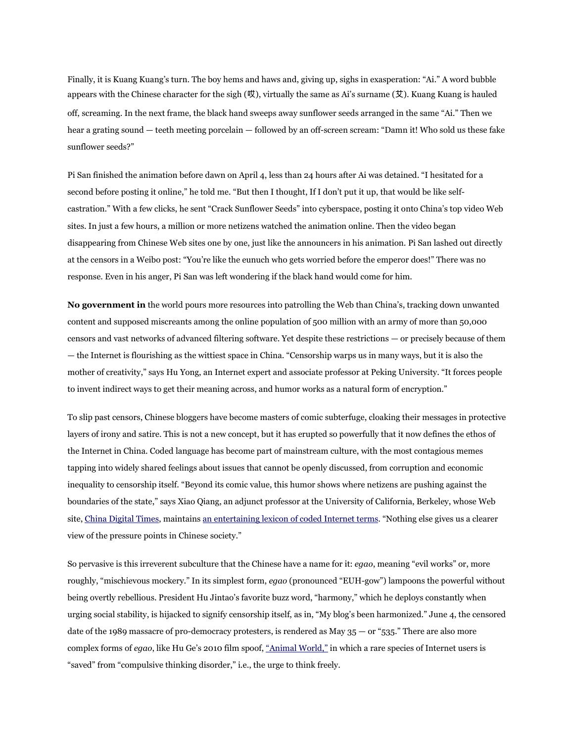Finally, it is Kuang Kuang's turn. The boy hems and haws and, giving up, sighs in exasperation: "Ai." A word bubble appears with the Chinese character for the sigh (哎), virtually the same as Ai's surname (艾). Kuang Kuang is hauled off, screaming. In the next frame, the black hand sweeps away sunflower seeds arranged in the same "Ai." Then we hear a grating sound — teeth meeting porcelain — followed by an off-screen scream: "Damn it! Who sold us these fake sunflower seeds?"

Pi San finished the animation before dawn on April 4, less than 24 hours after Ai was detained. "I hesitated for a second before posting it online," he told me. "But then I thought, If I don't put it up, that would be like self-castration." With a few clicks, he sent "Crack Sunflower Seeds" into cyberspace, posting it onto China's top video Web sites. In just a few hours, a million or more netizens watched the animation online. Then the video began disappearing from Chinese Web sites one by one, just like the announcers in his animation. Pi San lashed out directly at the censors in a Weibo post: "You're like the eunuch who gets worried before the emperor does!" There was no response. Even in his anger, Pi San was left wondering if the black hand would come for him.

**No government in** the world pours more resources into patrolling the Web than China's, tracking down unwanted content and supposed miscreants among the online population of 500 million with an army of more than 50,000 censors and vast networks of advanced filtering software. Yet despite these restrictions — or precisely because of them — the Internet is flourishing as the wittiest space in China. "Censorship warps us in many ways, but it is also the mother of creativity," says Hu Yong, an Internet expert and associate professor at Peking University. "It forces people to invent indirect ways to get their meaning across, and humor works as a natural form of encryption."

To slip past censors, Chinese bloggers have become masters of comic subterfuge, cloaking their messages in protective layers of irony and satire. This is not a new concept, but it has erupted so powerfully that it now defines the ethos of the Internet in China. Coded language has become part of mainstream culture, with the most contagious memes tapping into widely shared feelings about issues that cannot be openly discussed, from corruption and economic inequality to censorship itself. "Beyond its comic value, this humor shows where netizens are pushing against the boundaries of the state," says Xiao Qiang, an adjunct professor at the University of California, Berkeley, whose Web site, China Digital Times, maintains an entertaining lexicon of coded Internet terms. "Nothing else gives us a clearer view of the pressure points in Chinese society."

So pervasive is this irreverent subculture that the Chinese have a name for it: *egao*, meaning "evil works" or, more roughly, "mischievous mockery." In its simplest form, *egao* (pronounced "EUH-gow") lampoons the powerful without being overtly rebellious. President Hu Jintao's favorite buzz word, "harmony," which he deploys constantly when urging social stability, is hijacked to signify censorship itself, as in, "My blog's been harmonized." June 4, the censored date of the 1989 massacre of pro-democracy protesters, is rendered as May 35 — or "535." There are also more complex forms of *egao*, like Hu Ge's 2010 film spoof, "Animal World," in which a rare species of Internet users is "saved" from "compulsive thinking disorder," i.e., the urge to think freely.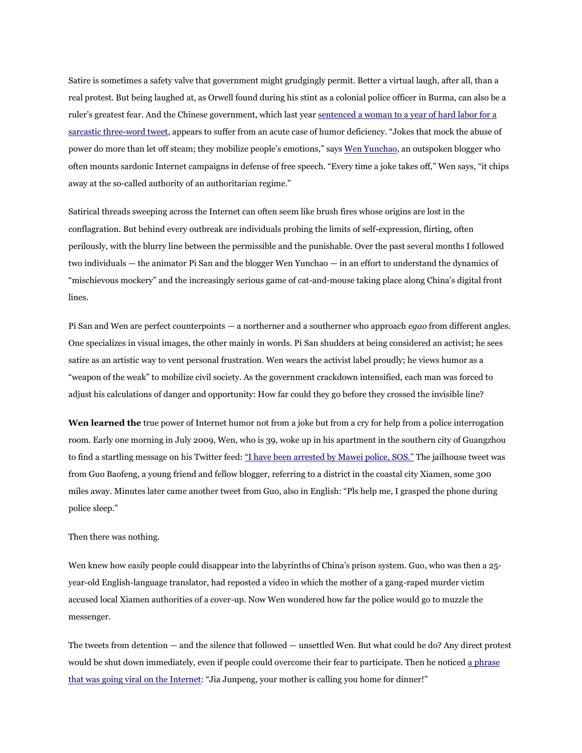Satire is sometimes a safety valve that government might grudgingly permit. Better a virtual laugh, after all, than a real protest. But being laughed at, as Orwell found during his stint as a colonial police officer in Burma, can also be a ruler's greatest fear. And the Chinese government, which last year sentenced a woman to a year of hard labor for a sarcastic three-word tweet, appears to suffer from an acute case of humor deficiency. "Jokes that mock the abuse of power do more than let off steam; they mobilize people's emotions," says Wen Yunchao, an outspoken blogger who often mounts sardonic Internet campaigns in defense of free speech. "Every time a joke takes off," Wen says, "it chips away at the so-called authority of an authoritarian regime."

Satirical threads sweeping across the Internet can often seem like brush fires whose origins are lost in the conflagration. But behind every outbreak are individuals probing the limits of self-expression, flirting, often perilously, with the blurry line between the permissible and the punishable. Over the past several months I followed two individuals — the animator Pi San and the blogger Wen Yunchao — in an effort to understand the dynamics of "mischievous mockery" and the increasingly serious game of cat-and-mouse taking place along China's digital front lines.

Pi San and Wen are perfect counterpoints — a northerner and a southerner who approach *egao* from different angles. One specializes in visual images, the other mainly in words. Pi San shudders at being considered an activist; he sees satire as an artistic way to vent personal frustration. Wen wears the activist label proudly; he views humor as a "weapon of the weak" to mobilize civil society. As the government crackdown intensified, each man was forced to adjust his calculations of danger and opportunity: How far could they go before they crossed the invisible line?

**Wen learned the** true power of Internet humor not from a joke but from a cry for help from a police interrogation room. Early one morning in July 2009, Wen, who is 39, woke up in his apartment in the southern city of Guangzhou to find a startling message on his Twitter feed: "I have been arrested by Mawei police, SOS." The jailhouse tweet was from Guo Baofeng, a young friend and fellow blogger, referring to a district in the coastal city Xiamen, some 300 miles away. Minutes later came another tweet from Guo, also in English: "Pls help me, I grasped the phone during police sleep."

Then there was nothing.

Wen knew how easily people could disappear into the labyrinths of China's prison system. Guo, who was then a 25-year-old English-language translator, had reposted a video in which the mother of a gang-raped murder victim accused local Xiamen authorities of a cover-up. Now Wen wondered how far the police would go to muzzle the messenger.

The tweets from detention — and the silence that followed — unsettled Wen. But what could he do? Any direct protest would be shut down immediately, even if people could overcome their fear to participate. Then he noticed a phrase that was going viral on the Internet: "Jia Junpeng, your mother is calling you home for dinner!"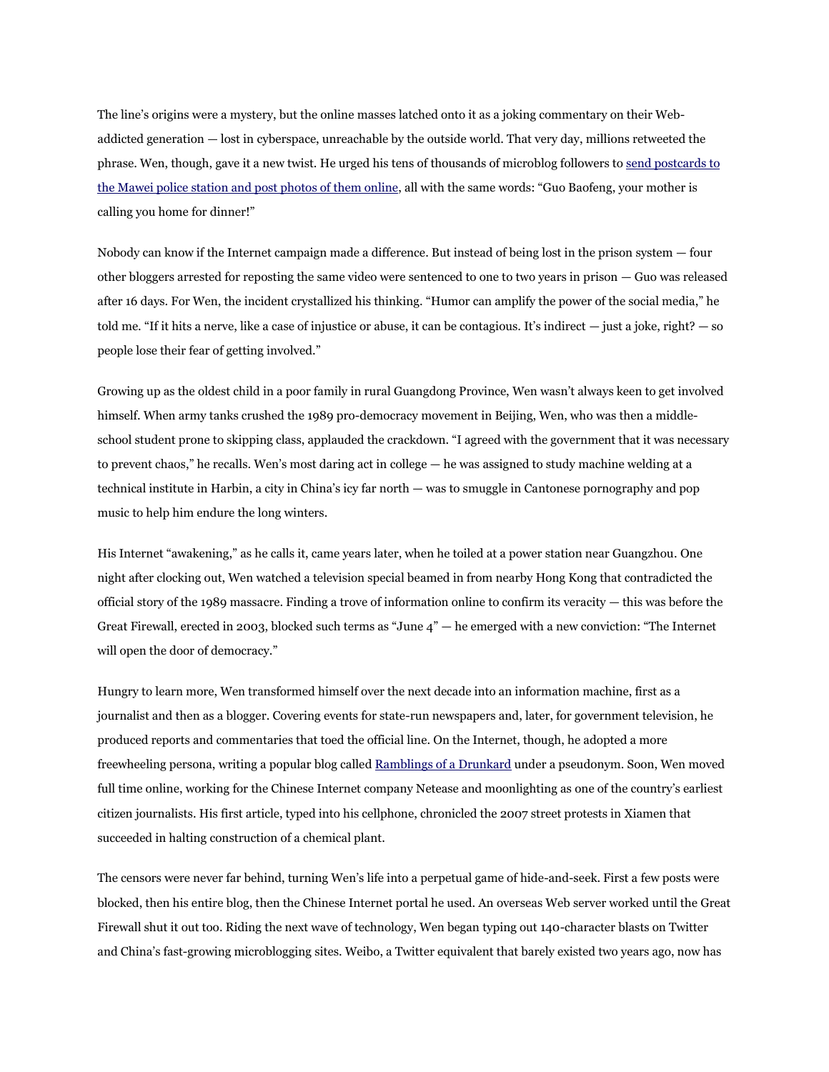The line's origins were a mystery, but the online masses latched onto it as a joking commentary on their Web-addicted generation — lost in cyberspace, unreachable by the outside world. That very day, millions retweeted the phrase. Wen, though, gave it a new twist. He urged his tens of thousands of microblog followers to [send postcards to the Mawei police station and post photos of them online](), all with the same words: "Guo Baofeng, your mother is calling you home for dinner!"

Nobody can know if the Internet campaign made a difference. But instead of being lost in the prison system — four other bloggers arrested for reposting the same video were sentenced to one to two years in prison — Guo was released after 16 days. For Wen, the incident crystallized his thinking. "Humor can amplify the power of the social media," he told me. "If it hits a nerve, like a case of injustice or abuse, it can be contagious. It's indirect — just a joke, right? — so people lose their fear of getting involved."

Growing up as the oldest child in a poor family in rural Guangdong Province, Wen wasn't always keen to get involved himself. When army tanks crushed the 1989 pro-democracy movement in Beijing, Wen, who was then a middle-school student prone to skipping class, applauded the crackdown. "I agreed with the government that it was necessary to prevent chaos," he recalls. Wen's most daring act in college — he was assigned to study machine welding at a technical institute in Harbin, a city in China's icy far north — was to smuggle in Cantonese pornography and pop music to help him endure the long winters.

His Internet "awakening," as he calls it, came years later, when he toiled at a power station near Guangzhou. One night after clocking out, Wen watched a television special beamed in from nearby Hong Kong that contradicted the official story of the 1989 massacre. Finding a trove of information online to confirm its veracity — this was before the Great Firewall, erected in 2003, blocked such terms as "June 4" — he emerged with a new conviction: "The Internet will open the door of democracy."

Hungry to learn more, Wen transformed himself over the next decade into an information machine, first as a journalist and then as a blogger. Covering events for state-run newspapers and, later, for government television, he produced reports and commentaries that toed the official line. On the Internet, though, he adopted a more freewheeling persona, writing a popular blog called [Ramblings of a Drunkard]() under a pseudonym. Soon, Wen moved full time online, working for the Chinese Internet company Netease and moonlighting as one of the country's earliest citizen journalists. His first article, typed into his cellphone, chronicled the 2007 street protests in Xiamen that succeeded in halting construction of a chemical plant.

The censors were never far behind, turning Wen's life into a perpetual game of hide-and-seek. First a few posts were blocked, then his entire blog, then the Chinese Internet portal he used. An overseas Web server worked until the Great Firewall shut it out too. Riding the next wave of technology, Wen began typing out 140-character blasts on Twitter and China's fast-growing microblogging sites. Weibo, a Twitter equivalent that barely existed two years ago, now has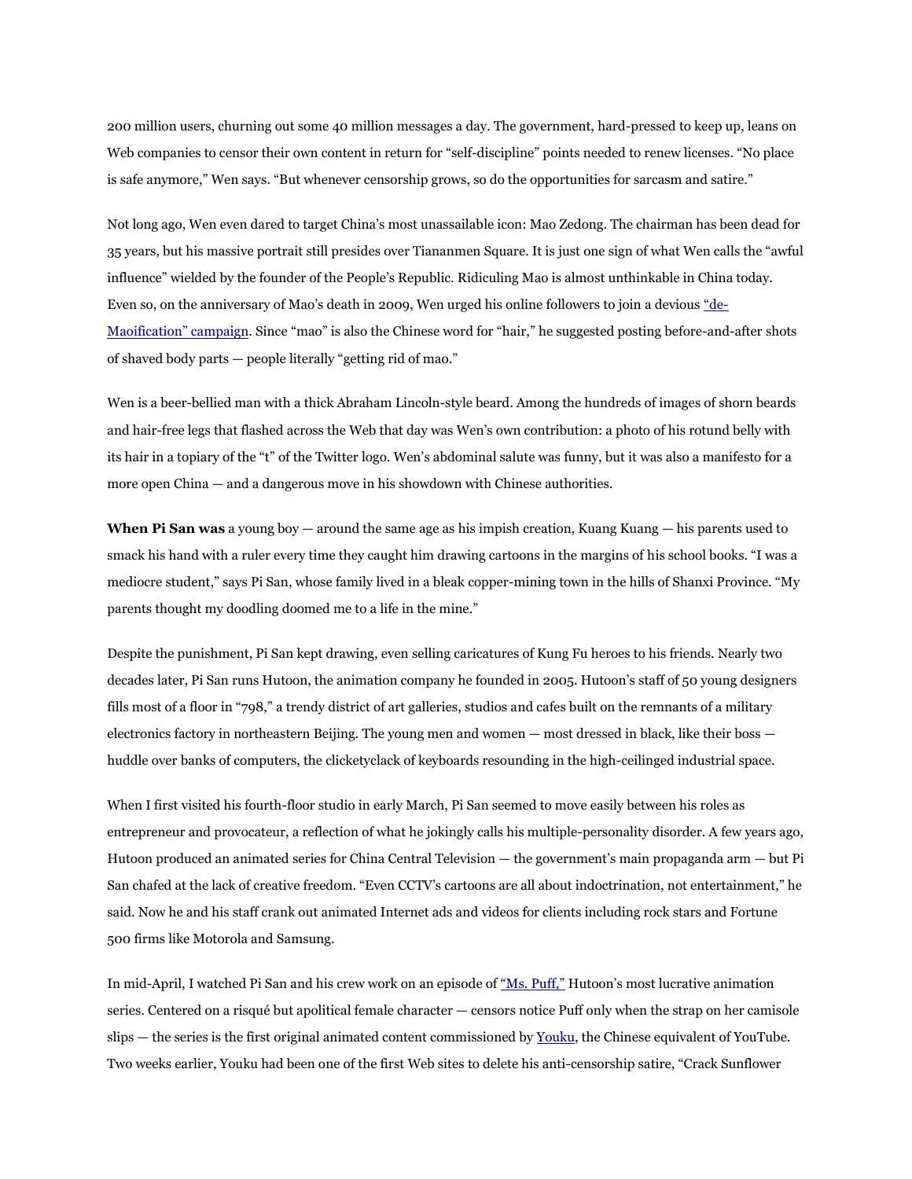200 million users, churning out some 40 million messages a day. The government, hard-pressed to keep up, leans on Web companies to censor their own content in return for "self-discipline" points needed to renew licenses. "No place is safe anymore," Wen says. "But whenever censorship grows, so do the opportunities for sarcasm and satire."

Not long ago, Wen even dared to target China's most unassailable icon: Mao Zedong. The chairman has been dead for 35 years, but his massive portrait still presides over Tiananmen Square. It is just one sign of what Wen calls the "awful influence" wielded by the founder of the People's Republic. Ridiculing Mao is almost unthinkable in China today. Even so, on the anniversary of Mao's death in 2009, Wen urged his online followers to join a devious "de-Maoification" campaign. Since "mao" is also the Chinese word for "hair," he suggested posting before-and-after shots of shaved body parts — people literally "getting rid of mao."

Wen is a beer-bellied man with a thick Abraham Lincoln-style beard. Among the hundreds of images of shorn beards and hair-free legs that flashed across the Web that day was Wen's own contribution: a photo of his rotund belly with its hair in a topiary of the "t" of the Twitter logo. Wen's abdominal salute was funny, but it was also a manifesto for a more open China — and a dangerous move in his showdown with Chinese authorities.

**When Pi San was** a young boy — around the same age as his impish creation, Kuang Kuang — his parents used to smack his hand with a ruler every time they caught him drawing cartoons in the margins of his school books. "I was a mediocre student," says Pi San, whose family lived in a bleak copper-mining town in the hills of Shanxi Province. "My parents thought my doodling doomed me to a life in the mine."

Despite the punishment, Pi San kept drawing, even selling caricatures of Kung Fu heroes to his friends. Nearly two decades later, Pi San runs Hutoon, the animation company he founded in 2005. Hutoon's staff of 50 young designers fills most of a floor in "798," a trendy district of art galleries, studios and cafes built on the remnants of a military electronics factory in northeastern Beijing. The young men and women — most dressed in black, like their boss — huddle over banks of computers, the clicketyclack of keyboards resounding in the high-ceilinged industrial space.

When I first visited his fourth-floor studio in early March, Pi San seemed to move easily between his roles as entrepreneur and provocateur, a reflection of what he jokingly calls his multiple-personality disorder. A few years ago, Hutoon produced an animated series for China Central Television — the government's main propaganda arm — but Pi San chafed at the lack of creative freedom. "Even CCTV's cartoons are all about indoctrination, not entertainment," he said. Now he and his staff crank out animated Internet ads and videos for clients including rock stars and Fortune 500 firms like Motorola and Samsung.

In mid-April, I watched Pi San and his crew work on an episode of "Ms. Puff," Hutoon's most lucrative animation series. Centered on a risqué but apolitical female character — censors notice Puff only when the strap on her camisole slips — the series is the first original animated content commissioned by Youku, the Chinese equivalent of YouTube. Two weeks earlier, Youku had been one of the first Web sites to delete his anti-censorship satire, "Crack Sunflower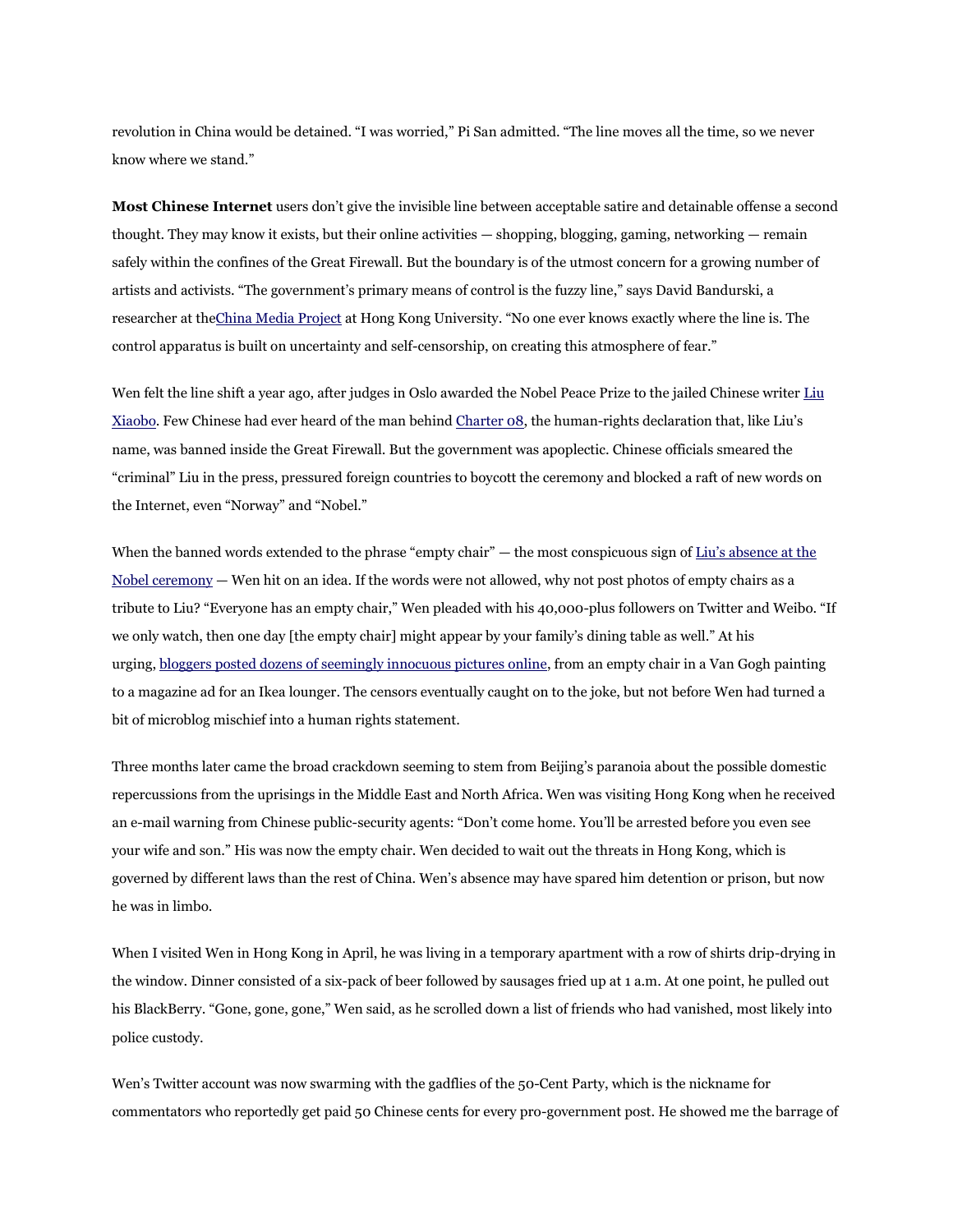revolution in China would be detained. "I was worried," Pi San admitted. "The line moves all the time, so we never know where we stand."

**Most Chinese Internet** users don't give the invisible line between acceptable satire and detainable offense a second thought. They may know it exists, but their online activities — shopping, blogging, gaming, networking — remain safely within the confines of the Great Firewall. But the boundary is of the utmost concern for a growing number of artists and activists. "The government's primary means of control is the fuzzy line," says David Bandurski, a researcher at theChina Media Project at Hong Kong University. "No one ever knows exactly where the line is. The control apparatus is built on uncertainty and self-censorship, on creating this atmosphere of fear."

Wen felt the line shift a year ago, after judges in Oslo awarded the Nobel Peace Prize to the jailed Chinese writer Liu Xiaobo. Few Chinese had ever heard of the man behind Charter 08, the human-rights declaration that, like Liu's name, was banned inside the Great Firewall. But the government was apoplectic. Chinese officials smeared the "criminal" Liu in the press, pressured foreign countries to boycott the ceremony and blocked a raft of new words on the Internet, even "Norway" and "Nobel."

When the banned words extended to the phrase "empty chair" — the most conspicuous sign of Liu's absence at the Nobel ceremony — Wen hit on an idea. If the words were not allowed, why not post photos of empty chairs as a tribute to Liu? "Everyone has an empty chair," Wen pleaded with his 40,000-plus followers on Twitter and Weibo. "If we only watch, then one day [the empty chair] might appear by your family's dining table as well." At his urging, bloggers posted dozens of seemingly innocuous pictures online, from an empty chair in a Van Gogh painting to a magazine ad for an Ikea lounger. The censors eventually caught on to the joke, but not before Wen had turned a bit of microblog mischief into a human rights statement.

Three months later came the broad crackdown seeming to stem from Beijing's paranoia about the possible domestic repercussions from the uprisings in the Middle East and North Africa. Wen was visiting Hong Kong when he received an e-mail warning from Chinese public-security agents: "Don't come home. You'll be arrested before you even see your wife and son." His was now the empty chair. Wen decided to wait out the threats in Hong Kong, which is governed by different laws than the rest of China. Wen's absence may have spared him detention or prison, but now he was in limbo.

When I visited Wen in Hong Kong in April, he was living in a temporary apartment with a row of shirts drip-drying in the window. Dinner consisted of a six-pack of beer followed by sausages fried up at 1 a.m. At one point, he pulled out his BlackBerry. "Gone, gone, gone," Wen said, as he scrolled down a list of friends who had vanished, most likely into police custody.

Wen's Twitter account was now swarming with the gadflies of the 50-Cent Party, which is the nickname for commentators who reportedly get paid 50 Chinese cents for every pro-government post. He showed me the barrage of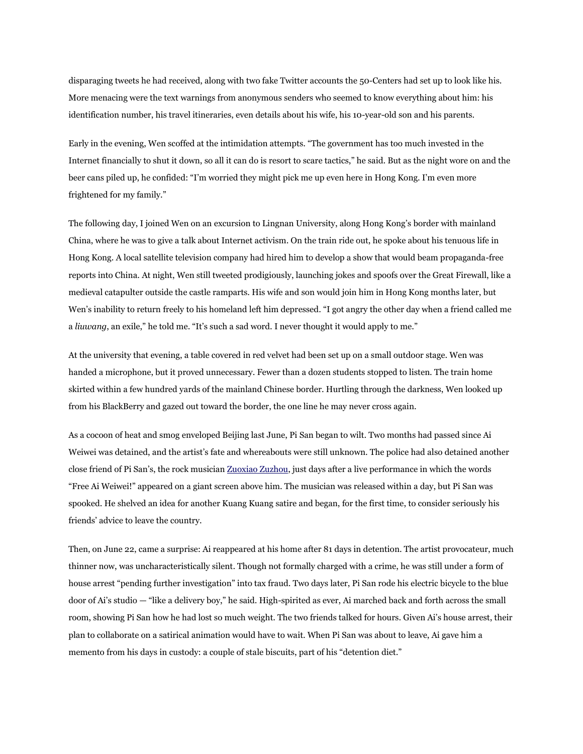disparaging tweets he had received, along with two fake Twitter accounts the 50-Centers had set up to look like his. More menacing were the text warnings from anonymous senders who seemed to know everything about him: his identification number, his travel itineraries, even details about his wife, his 10-year-old son and his parents.

Early in the evening, Wen scoffed at the intimidation attempts. "The government has too much invested in the Internet financially to shut it down, so all it can do is resort to scare tactics," he said. But as the night wore on and the beer cans piled up, he confided: "I'm worried they might pick me up even here in Hong Kong. I'm even more frightened for my family."

The following day, I joined Wen on an excursion to Lingnan University, along Hong Kong's border with mainland China, where he was to give a talk about Internet activism. On the train ride out, he spoke about his tenuous life in Hong Kong. A local satellite television company had hired him to develop a show that would beam propaganda-free reports into China. At night, Wen still tweeted prodigiously, launching jokes and spoofs over the Great Firewall, like a medieval catapulter outside the castle ramparts. His wife and son would join him in Hong Kong months later, but Wen's inability to return freely to his homeland left him depressed. "I got angry the other day when a friend called me a *liuwang*, an exile," he told me. "It's such a sad word. I never thought it would apply to me."

At the university that evening, a table covered in red velvet had been set up on a small outdoor stage. Wen was handed a microphone, but it proved unnecessary. Fewer than a dozen students stopped to listen. The train home skirted within a few hundred yards of the mainland Chinese border. Hurtling through the darkness, Wen looked up from his BlackBerry and gazed out toward the border, the one line he may never cross again.

As a cocoon of heat and smog enveloped Beijing last June, Pi San began to wilt. Two months had passed since Ai Weiwei was detained, and the artist's fate and whereabouts were still unknown. The police had also detained another close friend of Pi San's, the rock musician Zuoxiao Zuzhou, just days after a live performance in which the words "Free Ai Weiwei!" appeared on a giant screen above him. The musician was released within a day, but Pi San was spooked. He shelved an idea for another Kuang Kuang satire and began, for the first time, to consider seriously his friends' advice to leave the country.

Then, on June 22, came a surprise: Ai reappeared at his home after 81 days in detention. The artist provocateur, much thinner now, was uncharacteristically silent. Though not formally charged with a crime, he was still under a form of house arrest "pending further investigation" into tax fraud. Two days later, Pi San rode his electric bicycle to the blue door of Ai's studio — "like a delivery boy," he said. High-spirited as ever, Ai marched back and forth across the small room, showing Pi San how he had lost so much weight. The two friends talked for hours. Given Ai's house arrest, their plan to collaborate on a satirical animation would have to wait. When Pi San was about to leave, Ai gave him a memento from his days in custody: a couple of stale biscuits, part of his "detention diet."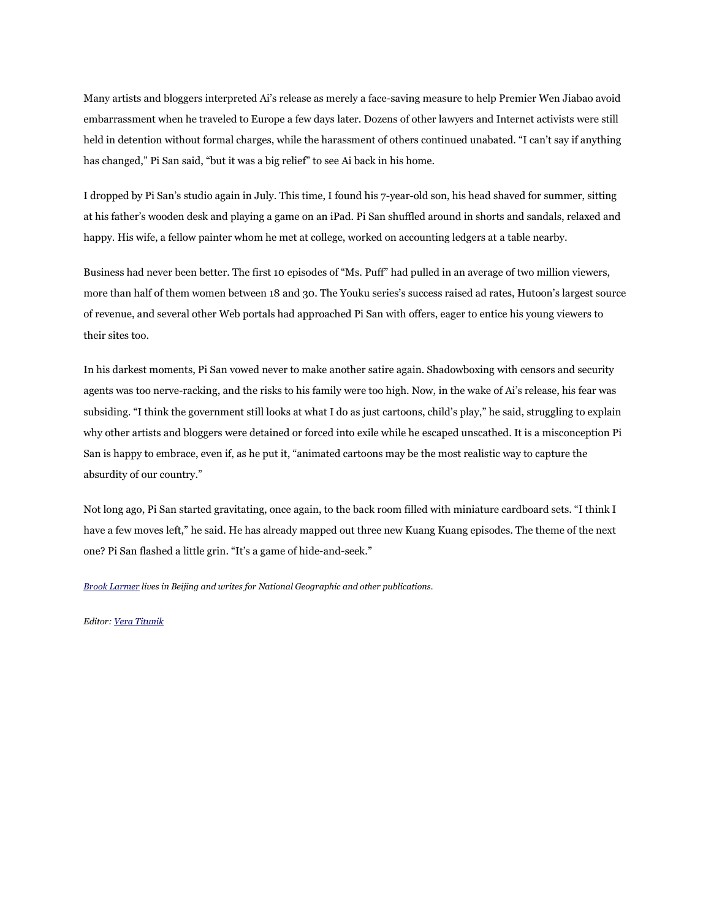Many artists and bloggers interpreted Ai's release as merely a face-saving measure to help Premier Wen Jiabao avoid embarrassment when he traveled to Europe a few days later. Dozens of other lawyers and Internet activists were still held in detention without formal charges, while the harassment of others continued unabated. "I can't say if anything has changed," Pi San said, "but it was a big relief" to see Ai back in his home.

I dropped by Pi San's studio again in July. This time, I found his 7-year-old son, his head shaved for summer, sitting at his father's wooden desk and playing a game on an iPad. Pi San shuffled around in shorts and sandals, relaxed and happy. His wife, a fellow painter whom he met at college, worked on accounting ledgers at a table nearby.

Business had never been better. The first 10 episodes of "Ms. Puff" had pulled in an average of two million viewers, more than half of them women between 18 and 30. The Youku series's success raised ad rates, Hutoon's largest source of revenue, and several other Web portals had approached Pi San with offers, eager to entice his young viewers to their sites too.

In his darkest moments, Pi San vowed never to make another satire again. Shadowboxing with censors and security agents was too nerve-racking, and the risks to his family were too high. Now, in the wake of Ai's release, his fear was subsiding. "I think the government still looks at what I do as just cartoons, child's play," he said, struggling to explain why other artists and bloggers were detained or forced into exile while he escaped unscathed. It is a misconception Pi San is happy to embrace, even if, as he put it, "animated cartoons may be the most realistic way to capture the absurdity of our country."

Not long ago, Pi San started gravitating, once again, to the back room filled with miniature cardboard sets. "I think I have a few moves left," he said. He has already mapped out three new Kuang Kuang episodes. The theme of the next one? Pi San flashed a little grin. "It's a game of hide-and-seek."

*Brook Larmer lives in Beijing and writes for National Geographic and other publications.*

*Editor: Vera Titunik*